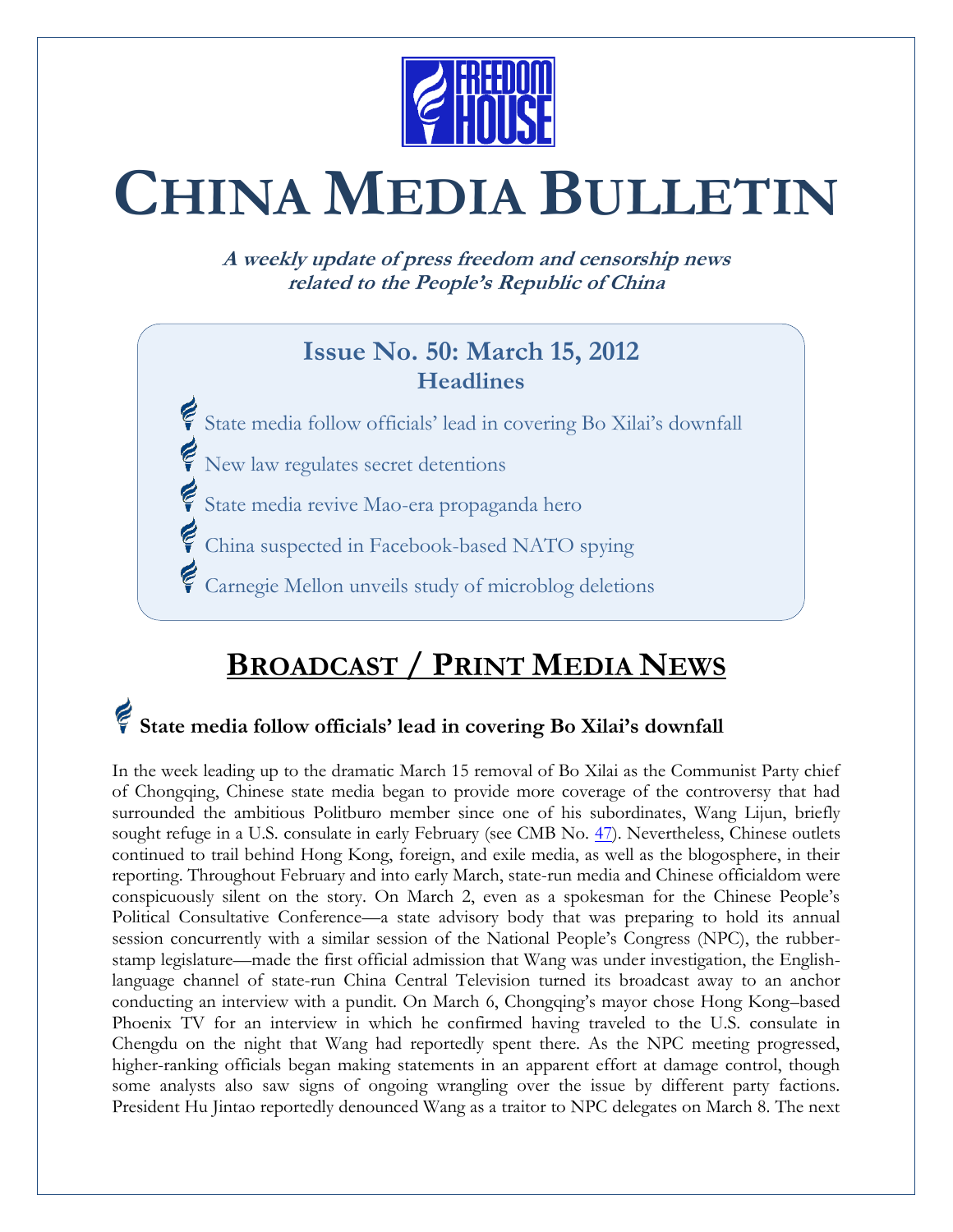# CHINA MEDIA BULLETIN

***A weekly update of press freedom and censorship news related to the People's Republic of China***

## Issue No. 50: March 15, 2012

### Headlines

- State media follow officials' lead in covering Bo Xilai's downfall
- New law regulates secret detentions
- State media revive Mao-era propaganda hero
- China suspected in Facebook-based NATO spying
- Carnegie Mellon unveils study of microblog deletions

## BROADCAST / PRINT MEDIA NEWS

### State media follow officials' lead in covering Bo Xilai's downfall

In the week leading up to the dramatic March 15 removal of Bo Xilai as the Communist Party chief of Chongqing, Chinese state media began to provide more coverage of the controversy that had surrounded the ambitious Politburo member since one of his subordinates, Wang Lijun, briefly sought refuge in a U.S. consulate in early February (see CMB No. 47). Nevertheless, Chinese outlets continued to trail behind Hong Kong, foreign, and exile media, as well as the blogosphere, in their reporting. Throughout February and into early March, state-run media and Chinese officialdom were conspicuously silent on the story. On March 2, even as a spokesman for the Chinese People's Political Consultative Conference—a state advisory body that was preparing to hold its annual session concurrently with a similar session of the National People's Congress (NPC), the rubber-stamp legislature—made the first official admission that Wang was under investigation, the English-language channel of state-run China Central Television turned its broadcast away to an anchor conducting an interview with a pundit. On March 6, Chongqing's mayor chose Hong Kong–based Phoenix TV for an interview in which he confirmed having traveled to the U.S. consulate in Chengdu on the night that Wang had reportedly spent there. As the NPC meeting progressed, higher-ranking officials began making statements in an apparent effort at damage control, though some analysts also saw signs of ongoing wrangling over the issue by different party factions. President Hu Jintao reportedly denounced Wang as a traitor to NPC delegates on March 8. The next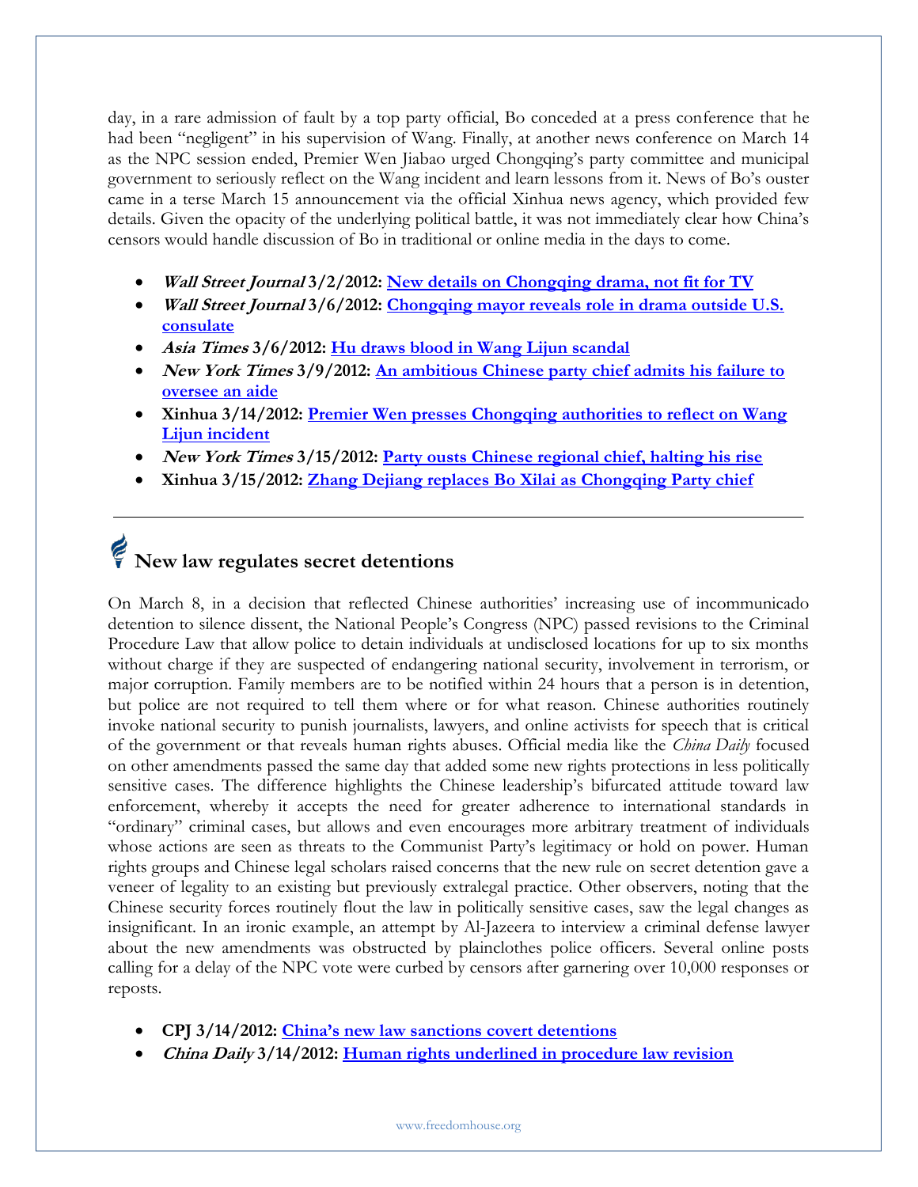day, in a rare admission of fault by a top party official, Bo conceded at a press conference that he had been "negligent" in his supervision of Wang. Finally, at another news conference on March 14 as the NPC session ended, Premier Wen Jiabao urged Chongqing's party committee and municipal government to seriously reflect on the Wang incident and learn lessons from it. News of Bo's ouster came in a terse March 15 announcement via the official Xinhua news agency, which provided few details. Given the opacity of the underlying political battle, it was not immediately clear how China's censors would handle discussion of Bo in traditional or online media in the days to come.

- ***Wall Street Journal* 3/2/2012: New details on Chongqing drama, not fit for TV**
- ***Wall Street Journal* 3/6/2012: Chongqing mayor reveals role in drama outside U.S. consulate**
- ***Asia Times* 3/6/2012: Hu draws blood in Wang Lijun scandal**
- ***New York Times* 3/9/2012: An ambitious Chinese party chief admits his failure to oversee an aide**
- **Xinhua 3/14/2012: Premier Wen presses Chongqing authorities to reflect on Wang Lijun incident**
- ***New York Times* 3/15/2012: Party ousts Chinese regional chief, halting his rise**
- **Xinhua 3/15/2012: Zhang Dejiang replaces Bo Xilai as Chongqing Party chief**

---

## New law regulates secret detentions

On March 8, in a decision that reflected Chinese authorities' increasing use of incommunicado detention to silence dissent, the National People's Congress (NPC) passed revisions to the Criminal Procedure Law that allow police to detain individuals at undisclosed locations for up to six months without charge if they are suspected of endangering national security, involvement in terrorism, or major corruption. Family members are to be notified within 24 hours that a person is in detention, but police are not required to tell them where or for what reason. Chinese authorities routinely invoke national security to punish journalists, lawyers, and online activists for speech that is critical of the government or that reveals human rights abuses. Official media like the *China Daily* focused on other amendments passed the same day that added some new rights protections in less politically sensitive cases. The difference highlights the Chinese leadership's bifurcated attitude toward law enforcement, whereby it accepts the need for greater adherence to international standards in "ordinary" criminal cases, but allows and even encourages more arbitrary treatment of individuals whose actions are seen as threats to the Communist Party's legitimacy or hold on power. Human rights groups and Chinese legal scholars raised concerns that the new rule on secret detention gave a veneer of legality to an existing but previously extralegal practice. Other observers, noting that the Chinese security forces routinely flout the law in politically sensitive cases, saw the legal changes as insignificant. In an ironic example, an attempt by Al-Jazeera to interview a criminal defense lawyer about the new amendments was obstructed by plainclothes police officers. Several online posts calling for a delay of the NPC vote were curbed by censors after garnering over 10,000 responses or reposts.

- **CPJ 3/14/2012: China's new law sanctions covert detentions**
- ***China Daily* 3/14/2012: Human rights underlined in procedure law revision**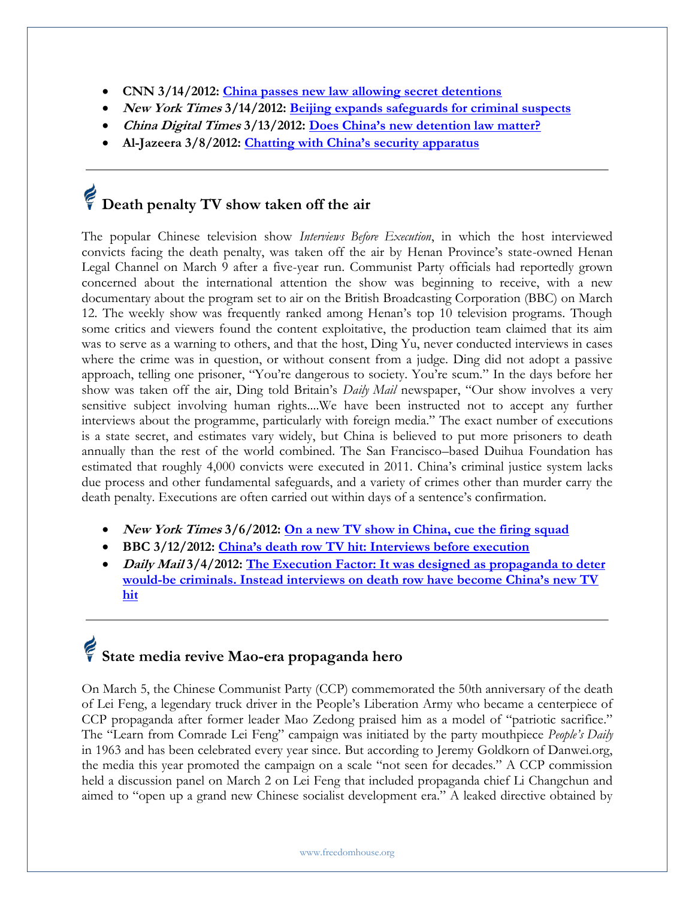- **CNN 3/14/2012: China passes new law allowing secret detentions**
- ***New York Times* 3/14/2012: Beijing expands safeguards for criminal suspects**
- ***China Digital Times* 3/13/2012: Does China's new detention law matter?**
- **Al-Jazeera 3/8/2012: Chatting with China's security apparatus**

---

## Death penalty TV show taken off the air

The popular Chinese television show *Interviews Before Execution*, in which the host interviewed convicts facing the death penalty, was taken off the air by Henan Province's state-owned Henan Legal Channel on March 9 after a five-year run. Communist Party officials had reportedly grown concerned about the international attention the show was beginning to receive, with a new documentary about the program set to air on the British Broadcasting Corporation (BBC) on March 12. The weekly show was frequently ranked among Henan's top 10 television programs. Though some critics and viewers found the content exploitative, the production team claimed that its aim was to serve as a warning to others, and that the host, Ding Yu, never conducted interviews in cases where the crime was in question, or without consent from a judge. Ding did not adopt a passive approach, telling one prisoner, "You're dangerous to society. You're scum." In the days before her show was taken off the air, Ding told Britain's *Daily Mail* newspaper, "Our show involves a very sensitive subject involving human rights....We have been instructed not to accept any further interviews about the programme, particularly with foreign media." The exact number of executions is a state secret, and estimates vary widely, but China is believed to put more prisoners to death annually than the rest of the world combined. The San Francisco–based Duihua Foundation has estimated that roughly 4,000 convicts were executed in 2011. China's criminal justice system lacks due process and other fundamental safeguards, and a variety of crimes other than murder carry the death penalty. Executions are often carried out within days of a sentence's confirmation.

- ***New York Times* 3/6/2012: On a new TV show in China, cue the firing squad**
- **BBC 3/12/2012: China's death row TV hit: Interviews before execution**
- ***Daily Mail* 3/4/2012: The Execution Factor: It was designed as propaganda to deter would-be criminals. Instead interviews on death row have become China's new TV hit**

---

## State media revive Mao-era propaganda hero

On March 5, the Chinese Communist Party (CCP) commemorated the 50th anniversary of the death of Lei Feng, a legendary truck driver in the People's Liberation Army who became a centerpiece of CCP propaganda after former leader Mao Zedong praised him as a model of "patriotic sacrifice." The "Learn from Comrade Lei Feng" campaign was initiated by the party mouthpiece *People's Daily* in 1963 and has been celebrated every year since. But according to Jeremy Goldkorn of Danwei.org, the media this year promoted the campaign on a scale "not seen for decades." A CCP commission held a discussion panel on March 2 on Lei Feng that included propaganda chief Li Changchun and aimed to "open up a grand new Chinese socialist development era." A leaked directive obtained by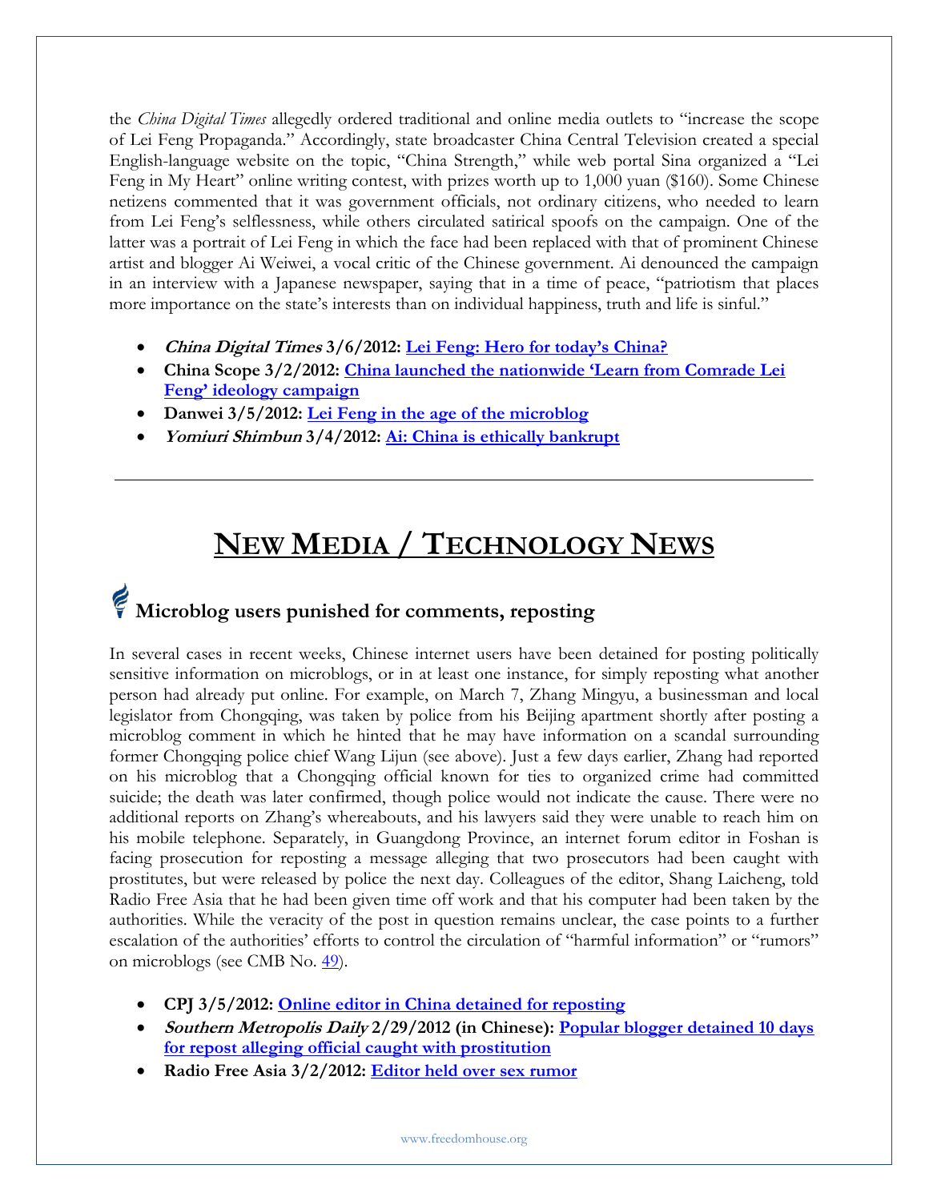the *China Digital Times* allegedly ordered traditional and online media outlets to "increase the scope of Lei Feng Propaganda." Accordingly, state broadcaster China Central Television created a special English-language website on the topic, "China Strength," while web portal Sina organized a "Lei Feng in My Heart" online writing contest, with prizes worth up to 1,000 yuan ($160). Some Chinese netizens commented that it was government officials, not ordinary citizens, who needed to learn from Lei Feng's selflessness, while others circulated satirical spoofs on the campaign. One of the latter was a portrait of Lei Feng in which the face had been replaced with that of prominent Chinese artist and blogger Ai Weiwei, a vocal critic of the Chinese government. Ai denounced the campaign in an interview with a Japanese newspaper, saying that in a time of peace, "patriotism that places more importance on the state's interests than on individual happiness, truth and life is sinful."

- ***China Digital Times* 3/6/2012: [Lei Feng: Hero for today's China?]()**
- **China Scope 3/2/2012: [China launched the nationwide 'Learn from Comrade Lei Feng' ideology campaign]()**
- **Danwei 3/5/2012: [Lei Feng in the age of the microblog]()**
- ***Yomiuri Shimbun* 3/4/2012: [Ai: China is ethically bankrupt]()**

---

# NEW MEDIA / TECHNOLOGY NEWS

## Microblog users punished for comments, reposting

In several cases in recent weeks, Chinese internet users have been detained for posting politically sensitive information on microblogs, or in at least one instance, for simply reposting what another person had already put online. For example, on March 7, Zhang Mingyu, a businessman and local legislator from Chongqing, was taken by police from his Beijing apartment shortly after posting a microblog comment in which he hinted that he may have information on a scandal surrounding former Chongqing police chief Wang Lijun (see above). Just a few days earlier, Zhang had reported on his microblog that a Chongqing official known for ties to organized crime had committed suicide; the death was later confirmed, though police would not indicate the cause. There were no additional reports on Zhang's whereabouts, and his lawyers said they were unable to reach him on his mobile telephone. Separately, in Guangdong Province, an internet forum editor in Foshan is facing prosecution for reposting a message alleging that two prosecutors had been caught with prostitutes, but were released by police the next day. Colleagues of the editor, Shang Laicheng, told Radio Free Asia that he had been given time off work and that his computer had been taken by the authorities. While the veracity of the post in question remains unclear, the case points to a further escalation of the authorities' efforts to control the circulation of "harmful information" or "rumors" on microblogs (see CMB No. [49]()).

- **CPJ 3/5/2012: [Online editor in China detained for reposting]()**
- ***Southern Metropolis Daily* 2/29/2012 (in Chinese): [Popular blogger detained 10 days for repost alleging official caught with prostitution]()**
- **Radio Free Asia 3/2/2012: [Editor held over sex rumor]()**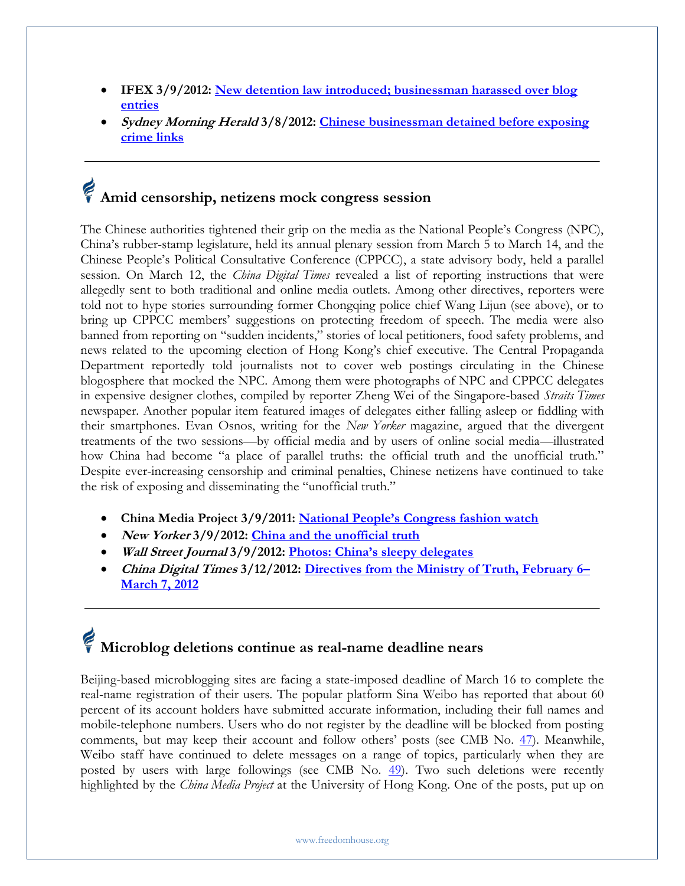- **IFEX 3/9/2012: New detention law introduced; businessman harassed over blog entries**
- ***Sydney Morning Herald* 3/8/2012: Chinese businessman detained before exposing crime links**

---

## Amid censorship, netizens mock congress session

The Chinese authorities tightened their grip on the media as the National People's Congress (NPC), China's rubber-stamp legislature, held its annual plenary session from March 5 to March 14, and the Chinese People's Political Consultative Conference (CPPCC), a state advisory body, held a parallel session. On March 12, the *China Digital Times* revealed a list of reporting instructions that were allegedly sent to both traditional and online media outlets. Among other directives, reporters were told not to hype stories surrounding former Chongqing police chief Wang Lijun (see above), or to bring up CPPCC members' suggestions on protecting freedom of speech. The media were also banned from reporting on "sudden incidents," stories of local petitioners, food safety problems, and news related to the upcoming election of Hong Kong's chief executive. The Central Propaganda Department reportedly told journalists not to cover web postings circulating in the Chinese blogosphere that mocked the NPC. Among them were photographs of NPC and CPPCC delegates in expensive designer clothes, compiled by reporter Zheng Wei of the Singapore-based *Straits Times* newspaper. Another popular item featured images of delegates either falling asleep or fiddling with their smartphones. Evan Osnos, writing for the *New Yorker* magazine, argued that the divergent treatments of the two sessions—by official media and by users of online social media—illustrated how China had become "a place of parallel truths: the official truth and the unofficial truth." Despite ever-increasing censorship and criminal penalties, Chinese netizens have continued to take the risk of exposing and disseminating the "unofficial truth."

- **China Media Project 3/9/2011: National People's Congress fashion watch**
- ***New Yorker* 3/9/2012: China and the unofficial truth**
- ***Wall Street Journal* 3/9/2012: Photos: China's sleepy delegates**
- ***China Digital Times* 3/12/2012: Directives from the Ministry of Truth, February 6–March 7, 2012**

---

## Microblog deletions continue as real-name deadline nears

Beijing-based microblogging sites are facing a state-imposed deadline of March 16 to complete the real-name registration of their users. The popular platform Sina Weibo has reported that about 60 percent of its account holders have submitted accurate information, including their full names and mobile-telephone numbers. Users who do not register by the deadline will be blocked from posting comments, but may keep their account and follow others' posts (see CMB No. 47). Meanwhile, Weibo staff have continued to delete messages on a range of topics, particularly when they are posted by users with large followings (see CMB No. 49). Two such deletions were recently highlighted by the *China Media Project* at the University of Hong Kong. One of the posts, put up on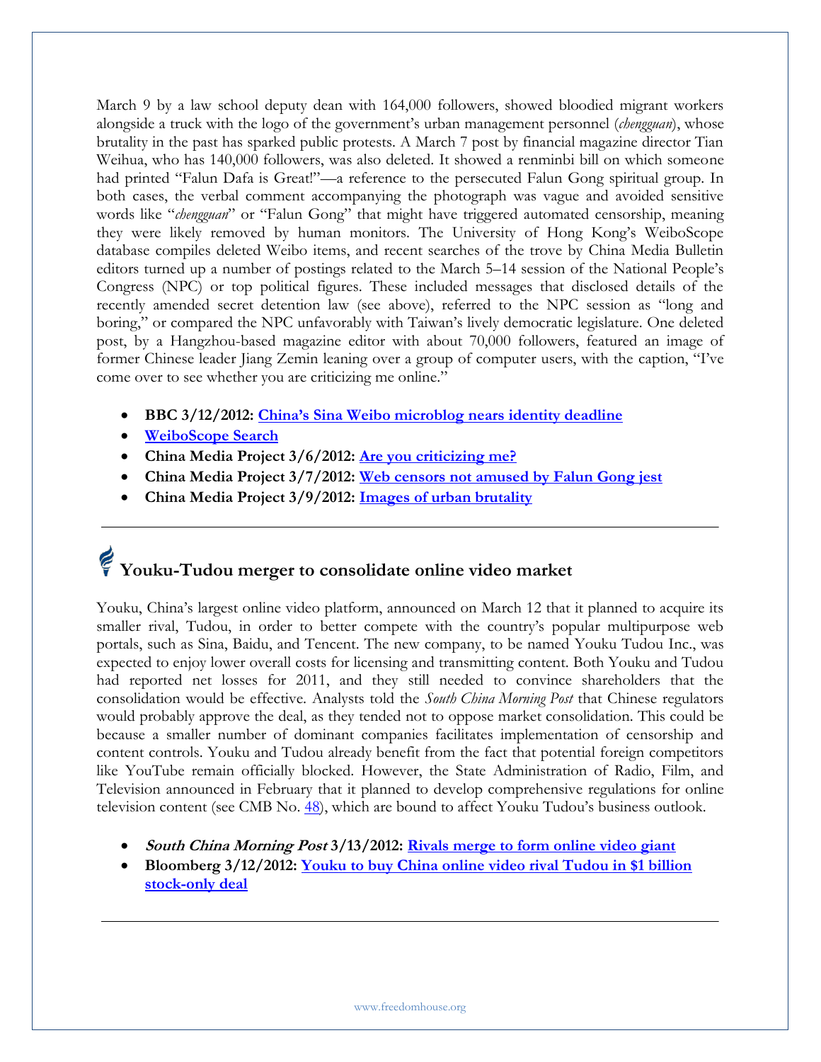March 9 by a law school deputy dean with 164,000 followers, showed bloodied migrant workers alongside a truck with the logo of the government's urban management personnel (*chengguan*), whose brutality in the past has sparked public protests. A March 7 post by financial magazine director Tian Weihua, who has 140,000 followers, was also deleted. It showed a renminbi bill on which someone had printed "Falun Dafa is Great!"—a reference to the persecuted Falun Gong spiritual group. In both cases, the verbal comment accompanying the photograph was vague and avoided sensitive words like "*chengguan*" or "Falun Gong" that might have triggered automated censorship, meaning they were likely removed by human monitors. The University of Hong Kong's WeiboScope database compiles deleted Weibo items, and recent searches of the trove by China Media Bulletin editors turned up a number of postings related to the March 5–14 session of the National People's Congress (NPC) or top political figures. These included messages that disclosed details of the recently amended secret detention law (see above), referred to the NPC session as "long and boring," or compared the NPC unfavorably with Taiwan's lively democratic legislature. One deleted post, by a Hangzhou-based magazine editor with about 70,000 followers, featured an image of former Chinese leader Jiang Zemin leaning over a group of computer users, with the caption, "I've come over to see whether you are criticizing me online."

- **BBC 3/12/2012: China's Sina Weibo microblog nears identity deadline**
- **WeiboScope Search**
- **China Media Project 3/6/2012: Are you criticizing me?**
- **China Media Project 3/7/2012: Web censors not amused by Falun Gong jest**
- **China Media Project 3/9/2012: Images of urban brutality**

---

## Youku-Tudou merger to consolidate online video market

Youku, China's largest online video platform, announced on March 12 that it planned to acquire its smaller rival, Tudou, in order to better compete with the country's popular multipurpose web portals, such as Sina, Baidu, and Tencent. The new company, to be named Youku Tudou Inc., was expected to enjoy lower overall costs for licensing and transmitting content. Both Youku and Tudou had reported net losses for 2011, and they still needed to convince shareholders that the consolidation would be effective. Analysts told the *South China Morning Post* that Chinese regulators would probably approve the deal, as they tended not to oppose market consolidation. This could be because a smaller number of dominant companies facilitates implementation of censorship and content controls. Youku and Tudou already benefit from the fact that potential foreign competitors like YouTube remain officially blocked. However, the State Administration of Radio, Film, and Television announced in February that it planned to develop comprehensive regulations for online television content (see CMB No. 48), which are bound to affect Youku Tudou's business outlook.

- ***South China Morning Post* 3/13/2012: Rivals merge to form online video giant**
- **Bloomberg 3/12/2012: Youku to buy China online video rival Tudou in $1 billion stock-only deal**

---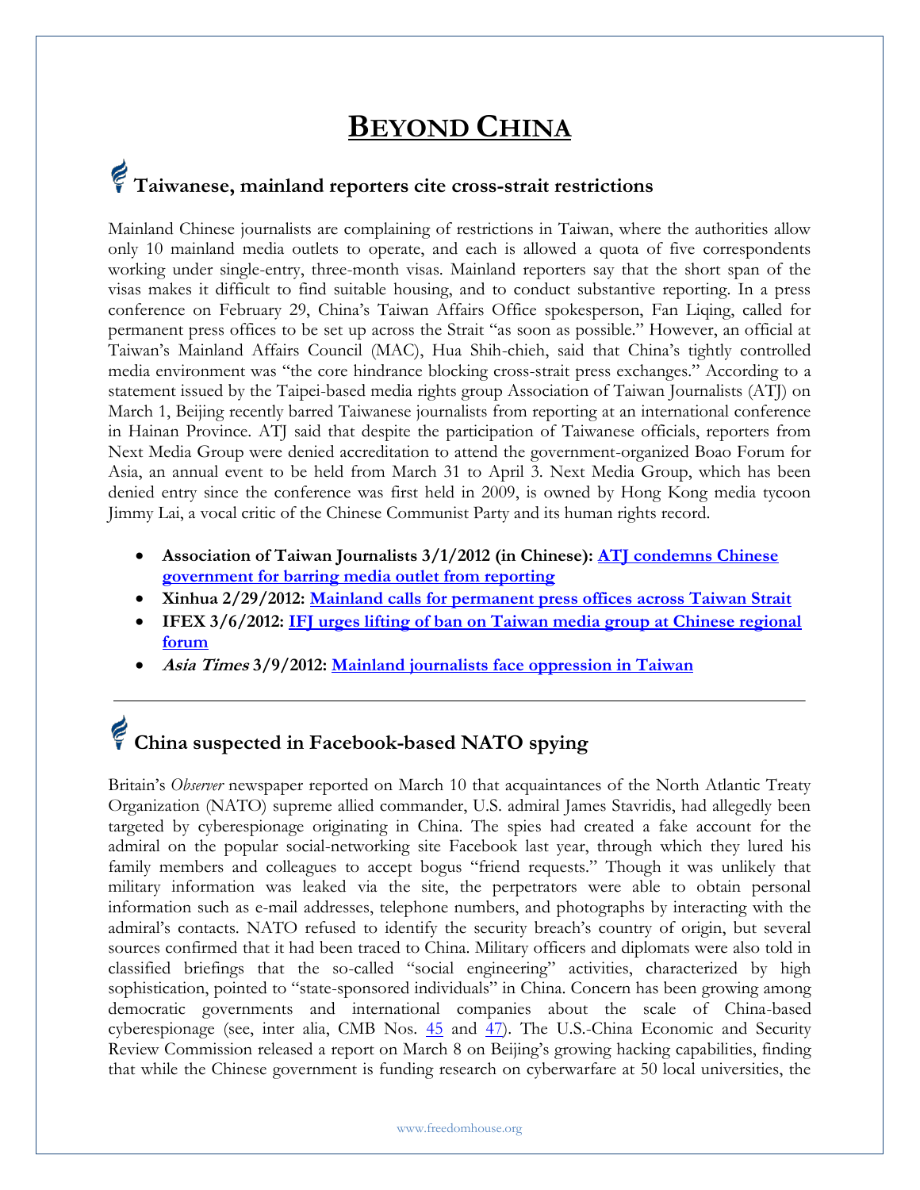# BEYOND CHINA

## Taiwanese, mainland reporters cite cross-strait restrictions

Mainland Chinese journalists are complaining of restrictions in Taiwan, where the authorities allow only 10 mainland media outlets to operate, and each is allowed a quota of five correspondents working under single-entry, three-month visas. Mainland reporters say that the short span of the visas makes it difficult to find suitable housing, and to conduct substantive reporting. In a press conference on February 29, China's Taiwan Affairs Office spokesperson, Fan Liqing, called for permanent press offices to be set up across the Strait "as soon as possible." However, an official at Taiwan's Mainland Affairs Council (MAC), Hua Shih-chieh, said that China's tightly controlled media environment was "the core hindrance blocking cross-strait press exchanges." According to a statement issued by the Taipei-based media rights group Association of Taiwan Journalists (ATJ) on March 1, Beijing recently barred Taiwanese journalists from reporting at an international conference in Hainan Province. ATJ said that despite the participation of Taiwanese officials, reporters from Next Media Group were denied accreditation to attend the government-organized Boao Forum for Asia, an annual event to be held from March 31 to April 3. Next Media Group, which has been denied entry since the conference was first held in 2009, is owned by Hong Kong media tycoon Jimmy Lai, a vocal critic of the Chinese Communist Party and its human rights record.

- **Association of Taiwan Journalists 3/1/2012 (in Chinese): ATJ condemns Chinese government for barring media outlet from reporting**
- **Xinhua 2/29/2012: Mainland calls for permanent press offices across Taiwan Strait**
- **IFEX 3/6/2012: IFJ urges lifting of ban on Taiwan media group at Chinese regional forum**
- ***Asia Times* 3/9/2012: Mainland journalists face oppression in Taiwan**

---

## China suspected in Facebook-based NATO spying

Britain's *Observer* newspaper reported on March 10 that acquaintances of the North Atlantic Treaty Organization (NATO) supreme allied commander, U.S. admiral James Stavridis, had allegedly been targeted by cyberespionage originating in China. The spies had created a fake account for the admiral on the popular social-networking site Facebook last year, through which they lured his family members and colleagues to accept bogus "friend requests." Though it was unlikely that military information was leaked via the site, the perpetrators were able to obtain personal information such as e-mail addresses, telephone numbers, and photographs by interacting with the admiral's contacts. NATO refused to identify the security breach's country of origin, but several sources confirmed that it had been traced to China. Military officers and diplomats were also told in classified briefings that the so-called "social engineering" activities, characterized by high sophistication, pointed to "state-sponsored individuals" in China. Concern has been growing among democratic governments and international companies about the scale of China-based cyberespionage (see, inter alia, CMB Nos. 45 and 47). The U.S.-China Economic and Security Review Commission released a report on March 8 on Beijing's growing hacking capabilities, finding that while the Chinese government is funding research on cyberwarfare at 50 local universities, the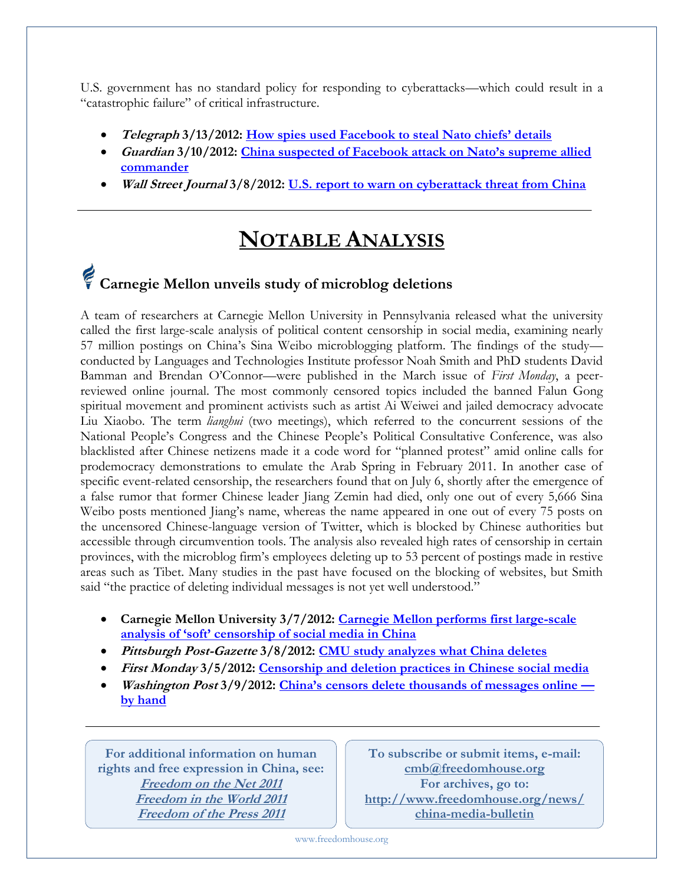U.S. government has no standard policy for responding to cyberattacks—which could result in a "catastrophic failure" of critical infrastructure.

- ***Telegraph*** **3/13/2012: How spies used Facebook to steal Nato chiefs' details**
- ***Guardian*** **3/10/2012: China suspected of Facebook attack on Nato's supreme allied commander**
- ***Wall Street Journal*** **3/8/2012: U.S. report to warn on cyberattack threat from China**

---

# NOTABLE ANALYSIS

## Carnegie Mellon unveils study of microblog deletions

A team of researchers at Carnegie Mellon University in Pennsylvania released what the university called the first large-scale analysis of political content censorship in social media, examining nearly 57 million postings on China's Sina Weibo microblogging platform. The findings of the study—conducted by Languages and Technologies Institute professor Noah Smith and PhD students David Bamman and Brendan O'Connor—were published in the March issue of *First Monday*, a peer-reviewed online journal. The most commonly censored topics included the banned Falun Gong spiritual movement and prominent activists such as artist Ai Weiwei and jailed democracy advocate Liu Xiaobo. The term *lianghui* (two meetings), which referred to the concurrent sessions of the National People's Congress and the Chinese People's Political Consultative Conference, was also blacklisted after Chinese netizens made it a code word for "planned protest" amid online calls for prodemocracy demonstrations to emulate the Arab Spring in February 2011. In another case of specific event-related censorship, the researchers found that on July 6, shortly after the emergence of a false rumor that former Chinese leader Jiang Zemin had died, only one out of every 5,666 Sina Weibo posts mentioned Jiang's name, whereas the name appeared in one out of every 75 posts on the uncensored Chinese-language version of Twitter, which is blocked by Chinese authorities but accessible through circumvention tools. The analysis also revealed high rates of censorship in certain provinces, with the microblog firm's employees deleting up to 53 percent of postings made in restive areas such as Tibet. Many studies in the past have focused on the blocking of websites, but Smith said "the practice of deleting individual messages is not yet well understood."

- **Carnegie Mellon University 3/7/2012: Carnegie Mellon performs first large-scale analysis of 'soft' censorship of social media in China**
- ***Pittsburgh Post-Gazette*** **3/8/2012: CMU study analyzes what China deletes**
- ***First Monday*** **3/5/2012: Censorship and deletion practices in Chinese social media**
- ***Washington Post*** **3/9/2012: China's censors delete thousands of messages online — by hand**

---

**For additional information on human rights and free expression in China, see:**
***Freedom on the Net 2011***
***Freedom in the World 2011***
***Freedom of the Press 2011***

**To subscribe or submit items, e-mail:**
**cmb@freedomhouse.org**
**For archives, go to:**
**http://www.freedomhouse.org/news/china-media-bulletin**